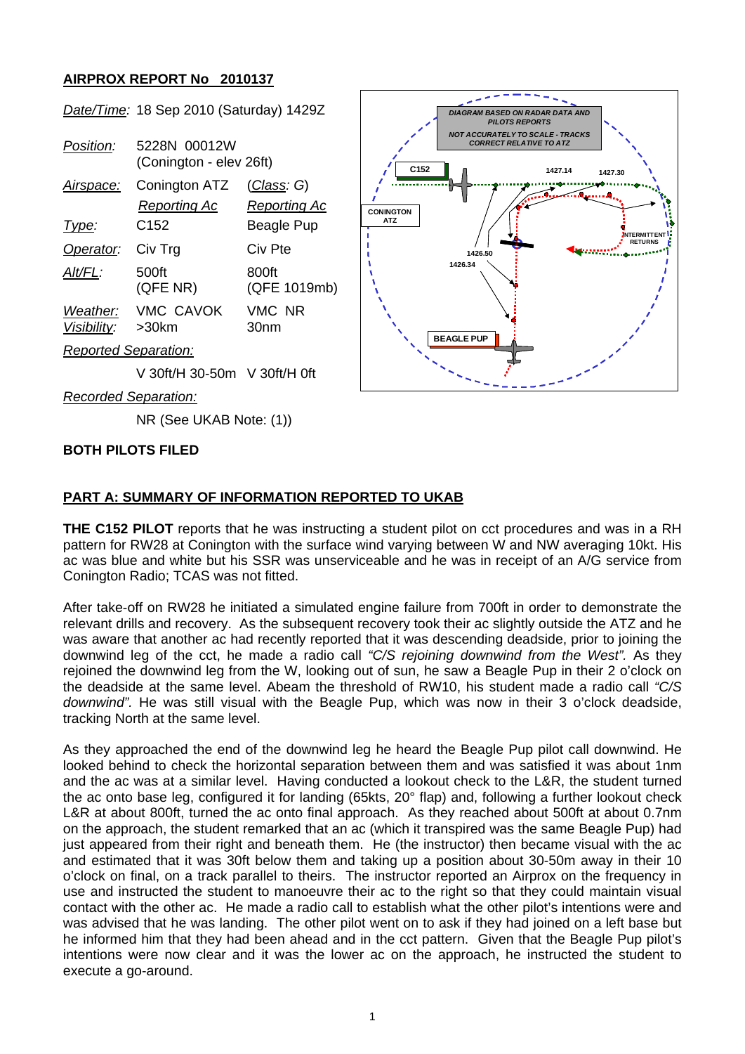## AIRPROX REPORT No 2010137

| | | |
|---|---|---|
| *Date/Time:* | 18 Sep 2010 (Saturday) 1429Z | |
| *Position:* | 5228N 00012W (Conington - elev 26ft) | |
| *Airspace:* | Conington ATZ | (*Class:* G) |
| | *Reporting Ac* | *Reporting Ac* |
| *Type:* | C152 | Beagle Pup |
| *Operator:* | Civ Trg | Civ Pte |
| *Alt/FL:* | 500ft (QFE NR) | 800ft (QFE 1019mb) |
| *Weather:* *Visibility:* | VMC CAVOK >30km | VMC NR 30nm |
| *Reported Separation:* | | |
| | V 30ft/H 30-50m | V 30ft/H 0ft |
| *Recorded Separation:* | | |
| | NR (See UKAB Note: (1)) | |

DIAGRAM BASED ON RADAR DATA AND PILOTS REPORTS

NOT ACCURATELY TO SCALE - TRACKS CORRECT RELATIVE TO ATZ

C152

CONINGTON ATZ

1427.14

1427.30

1426.50

1426.34

INTERMITTENT RETURNS

BEAGLE PUP

**BOTH PILOTS FILED**

## PART A: SUMMARY OF INFORMATION REPORTED TO UKAB

**THE C152 PILOT** reports that he was instructing a student pilot on cct procedures and was in a RH pattern for RW28 at Conington with the surface wind varying between W and NW averaging 10kt. His ac was blue and white but his SSR was unserviceable and he was in receipt of an A/G service from Conington Radio; TCAS was not fitted.

After take-off on RW28 he initiated a simulated engine failure from 700ft in order to demonstrate the relevant drills and recovery. As the subsequent recovery took their ac slightly outside the ATZ and he was aware that another ac had recently reported that it was descending deadside, prior to joining the downwind leg of the cct, he made a radio call *"C/S rejoining downwind from the West".* As they rejoined the downwind leg from the W, looking out of sun, he saw a Beagle Pup in their 2 o'clock on the deadside at the same level. Abeam the threshold of RW10, his student made a radio call *"C/S downwind".* He was still visual with the Beagle Pup, which was now in their 3 o'clock deadside, tracking North at the same level.

As they approached the end of the downwind leg he heard the Beagle Pup pilot call downwind. He looked behind to check the horizontal separation between them and was satisfied it was about 1nm and the ac was at a similar level. Having conducted a lookout check to the L&R, the student turned the ac onto base leg, configured it for landing (65kts, 20° flap) and, following a further lookout check L&R at about 800ft, turned the ac onto final approach. As they reached about 500ft at about 0.7nm on the approach, the student remarked that an ac (which it transpired was the same Beagle Pup) had just appeared from their right and beneath them. He (the instructor) then became visual with the ac and estimated that it was 30ft below them and taking up a position about 30-50m away in their 10 o'clock on final, on a track parallel to theirs. The instructor reported an Airprox on the frequency in use and instructed the student to manoeuvre their ac to the right so that they could maintain visual contact with the other ac. He made a radio call to establish what the other pilot's intentions were and was advised that he was landing. The other pilot went on to ask if they had joined on a left base but he informed him that they had been ahead and in the cct pattern. Given that the Beagle Pup pilot's intentions were now clear and it was the lower ac on the approach, he instructed the student to execute a go-around.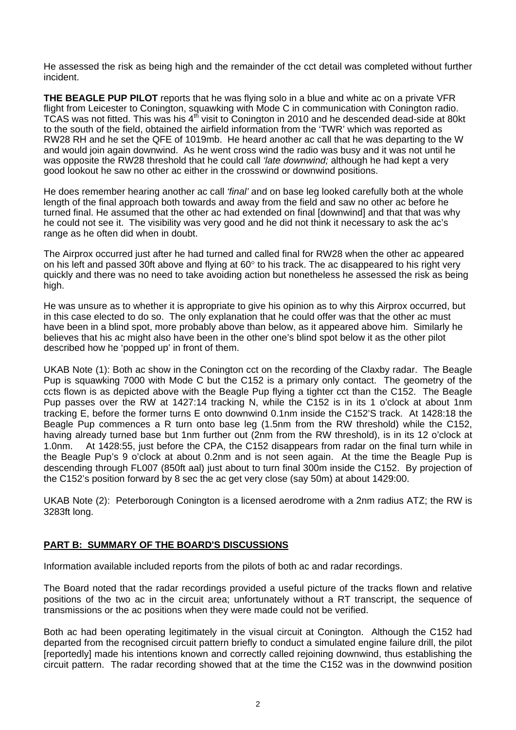He assessed the risk as being high and the remainder of the cct detail was completed without further incident.

**THE BEAGLE PUP PILOT** reports that he was flying solo in a blue and white ac on a private VFR flight from Leicester to Conington, squawking with Mode C in communication with Conington radio. TCAS was not fitted. This was his 4th visit to Conington in 2010 and he descended dead-side at 80kt to the south of the field, obtained the airfield information from the 'TWR' which was reported as RW28 RH and he set the QFE of 1019mb. He heard another ac call that he was departing to the W and would join again downwind. As he went cross wind the radio was busy and it was not until he was opposite the RW28 threshold that he could call *'late downwind;* although he had kept a very good lookout he saw no other ac either in the crosswind or downwind positions.

He does remember hearing another ac call *'final'* and on base leg looked carefully both at the whole length of the final approach both towards and away from the field and saw no other ac before he turned final. He assumed that the other ac had extended on final [downwind] and that that was why he could not see it. The visibility was very good and he did not think it necessary to ask the ac's range as he often did when in doubt.

The Airprox occurred just after he had turned and called final for RW28 when the other ac appeared on his left and passed 30ft above and flying at 60° to his track. The ac disappeared to his right very quickly and there was no need to take avoiding action but nonetheless he assessed the risk as being high.

He was unsure as to whether it is appropriate to give his opinion as to why this Airprox occurred, but in this case elected to do so. The only explanation that he could offer was that the other ac must have been in a blind spot, more probably above than below, as it appeared above him. Similarly he believes that his ac might also have been in the other one's blind spot below it as the other pilot described how he 'popped up' in front of them.

UKAB Note (1): Both ac show in the Conington cct on the recording of the Claxby radar. The Beagle Pup is squawking 7000 with Mode C but the C152 is a primary only contact. The geometry of the ccts flown is as depicted above with the Beagle Pup flying a tighter cct than the C152. The Beagle Pup passes over the RW at 1427:14 tracking N, while the C152 is in its 1 o'clock at about 1nm tracking E, before the former turns E onto downwind 0.1nm inside the C152'S track. At 1428:18 the Beagle Pup commences a R turn onto base leg (1.5nm from the RW threshold) while the C152, having already turned base but 1nm further out (2nm from the RW threshold), is in its 12 o'clock at 1.0nm. At 1428:55, just before the CPA, the C152 disappears from radar on the final turn while in the Beagle Pup's 9 o'clock at about 0.2nm and is not seen again. At the time the Beagle Pup is descending through FL007 (850ft aal) just about to turn final 300m inside the C152. By projection of the C152's position forward by 8 sec the ac get very close (say 50m) at about 1429:00.

UKAB Note (2): Peterborough Conington is a licensed aerodrome with a 2nm radius ATZ; the RW is 3283ft long.

## PART B: SUMMARY OF THE BOARD'S DISCUSSIONS

Information available included reports from the pilots of both ac and radar recordings.

The Board noted that the radar recordings provided a useful picture of the tracks flown and relative positions of the two ac in the circuit area; unfortunately without a RT transcript, the sequence of transmissions or the ac positions when they were made could not be verified.

Both ac had been operating legitimately in the visual circuit at Conington. Although the C152 had departed from the recognised circuit pattern briefly to conduct a simulated engine failure drill, the pilot [reportedly] made his intentions known and correctly called rejoining downwind, thus establishing the circuit pattern. The radar recording showed that at the time the C152 was in the downwind position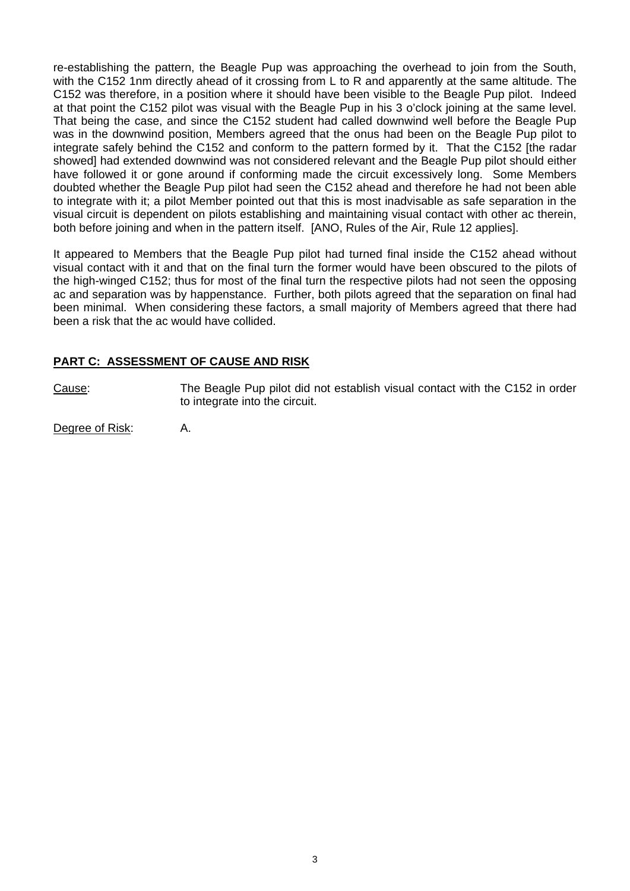re-establishing the pattern, the Beagle Pup was approaching the overhead to join from the South, with the C152 1nm directly ahead of it crossing from L to R and apparently at the same altitude. The C152 was therefore, in a position where it should have been visible to the Beagle Pup pilot. Indeed at that point the C152 pilot was visual with the Beagle Pup in his 3 o'clock joining at the same level. That being the case, and since the C152 student had called downwind well before the Beagle Pup was in the downwind position, Members agreed that the onus had been on the Beagle Pup pilot to integrate safely behind the C152 and conform to the pattern formed by it. That the C152 [the radar showed] had extended downwind was not considered relevant and the Beagle Pup pilot should either have followed it or gone around if conforming made the circuit excessively long. Some Members doubted whether the Beagle Pup pilot had seen the C152 ahead and therefore he had not been able to integrate with it; a pilot Member pointed out that this is most inadvisable as safe separation in the visual circuit is dependent on pilots establishing and maintaining visual contact with other ac therein, both before joining and when in the pattern itself. [ANO, Rules of the Air, Rule 12 applies].

It appeared to Members that the Beagle Pup pilot had turned final inside the C152 ahead without visual contact with it and that on the final turn the former would have been obscured to the pilots of the high-winged C152; thus for most of the final turn the respective pilots had not seen the opposing ac and separation was by happenstance. Further, both pilots agreed that the separation on final had been minimal. When considering these factors, a small majority of Members agreed that there had been a risk that the ac would have collided.

## PART C: ASSESSMENT OF CAUSE AND RISK

Cause: The Beagle Pup pilot did not establish visual contact with the C152 in order to integrate into the circuit.

Degree of Risk: A.